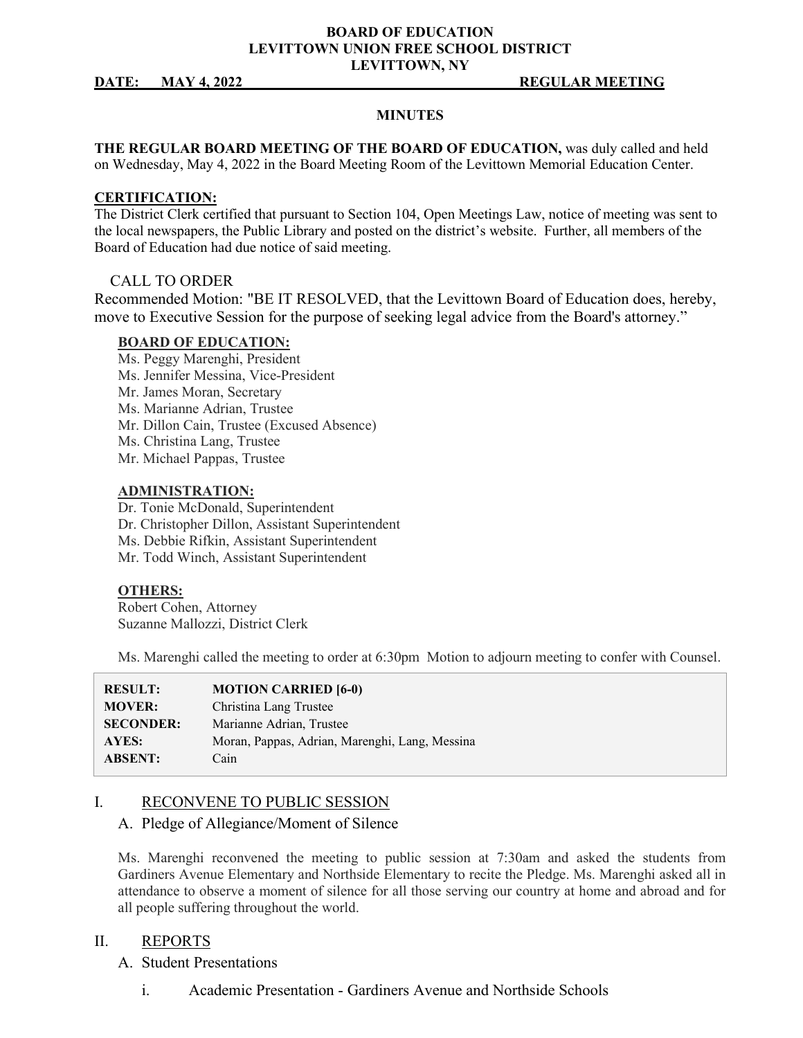**BOARD OF EDUCATION**
**LEVITTOWN UNION FREE SCHOOL DISTRICT**
**LEVITTOWN, NY**

**DATE: MAY 4, 2022 REGULAR MEETING**

**MINUTES**

**THE REGULAR BOARD MEETING OF THE BOARD OF EDUCATION,** was duly called and held on Wednesday, May 4, 2022 in the Board Meeting Room of the Levittown Memorial Education Center.

**CERTIFICATION:**
The District Clerk certified that pursuant to Section 104, Open Meetings Law, notice of meeting was sent to the local newspapers, the Public Library and posted on the district's website. Further, all members of the Board of Education had due notice of said meeting.

CALL TO ORDER

Recommended Motion: "BE IT RESOLVED, that the Levittown Board of Education does, hereby, move to Executive Session for the purpose of seeking legal advice from the Board's attorney."

**BOARD OF EDUCATION:**

Ms. Peggy Marenghi, President
Ms. Jennifer Messina, Vice-President
Mr. James Moran, Secretary
Ms. Marianne Adrian, Trustee
Mr. Dillon Cain, Trustee (Excused Absence)
Ms. Christina Lang, Trustee
Mr. Michael Pappas, Trustee

**ADMINISTRATION:**

Dr. Tonie McDonald, Superintendent
Dr. Christopher Dillon, Assistant Superintendent
Ms. Debbie Rifkin, Assistant Superintendent
Mr. Todd Winch, Assistant Superintendent

**OTHERS:**

Robert Cohen, Attorney
Suzanne Mallozzi, District Clerk

Ms. Marenghi called the meeting to order at 6:30pm Motion to adjourn meeting to confer with Counsel.

| | |
|---|---|
| **RESULT:** | **MOTION CARRIED [6-0)** |
| **MOVER:** | Christina Lang Trustee |
| **SECONDER:** | Marianne Adrian, Trustee |
| **AYES:** | Moran, Pappas, Adrian, Marenghi, Lang, Messina |
| **ABSENT:** | Cain |

## I. RECONVENE TO PUBLIC SESSION

### A. Pledge of Allegiance/Moment of Silence

Ms. Marenghi reconvened the meeting to public session at 7:30am and asked the students from Gardiners Avenue Elementary and Northside Elementary to recite the Pledge. Ms. Marenghi asked all in attendance to observe a moment of silence for all those serving our country at home and abroad and for all people suffering throughout the world.

## II. REPORTS

### A. Student Presentations

i. Academic Presentation - Gardiners Avenue and Northside Schools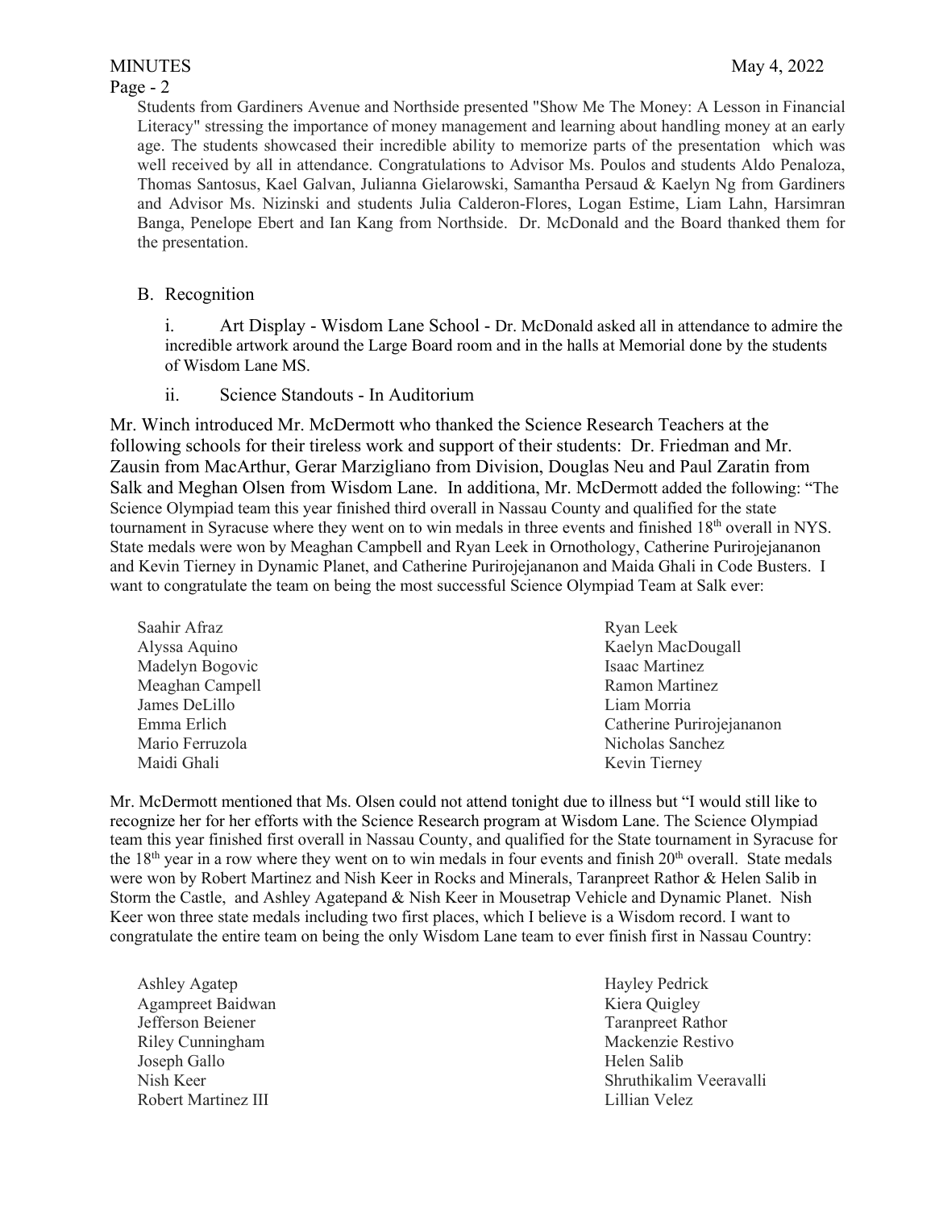Students from Gardiners Avenue and Northside presented "Show Me The Money: A Lesson in Financial Literacy" stressing the importance of money management and learning about handling money at an early age. The students showcased their incredible ability to memorize parts of the presentation which was well received by all in attendance. Congratulations to Advisor Ms. Poulos and students Aldo Penaloza, Thomas Santosus, Kael Galvan, Julianna Gielarowski, Samantha Persaud & Kaelyn Ng from Gardiners and Advisor Ms. Nizinski and students Julia Calderon-Flores, Logan Estime, Liam Lahn, Harsimran Banga, Penelope Ebert and Ian Kang from Northside. Dr. McDonald and the Board thanked them for the presentation.

B. Recognition

i. Art Display - Wisdom Lane School - Dr. McDonald asked all in attendance to admire the incredible artwork around the Large Board room and in the halls at Memorial done by the students of Wisdom Lane MS.

ii. Science Standouts - In Auditorium

Mr. Winch introduced Mr. McDermott who thanked the Science Research Teachers at the following schools for their tireless work and support of their students: Dr. Friedman and Mr. Zausin from MacArthur, Gerar Marzigliano from Division, Douglas Neu and Paul Zaratin from Salk and Meghan Olsen from Wisdom Lane. In additiona, Mr. McDermott added the following: "The Science Olympiad team this year finished third overall in Nassau County and qualified for the state tournament in Syracuse where they went on to win medals in three events and finished 18th overall in NYS. State medals were won by Meaghan Campbell and Ryan Leek in Ornothology, Catherine Purirojejananon and Kevin Tierney in Dynamic Planet, and Catherine Purirojejananon and Maida Ghali in Code Busters. I want to congratulate the team on being the most successful Science Olympiad Team at Salk ever:

Saahir Afraz
Alyssa Aquino
Madelyn Bogovic
Meaghan Campell
James DeLillo
Emma Erlich
Mario Ferruzola
Maidi Ghali
Ryan Leek
Kaelyn MacDougall
Isaac Martinez
Ramon Martinez
Liam Morria
Catherine Purirojejananon
Nicholas Sanchez
Kevin Tierney

Mr. McDermott mentioned that Ms. Olsen could not attend tonight due to illness but "I would still like to recognize her for her efforts with the Science Research program at Wisdom Lane. The Science Olympiad team this year finished first overall in Nassau County, and qualified for the State tournament in Syracuse for the 18th year in a row where they went on to win medals in four events and finish 20th overall. State medals were won by Robert Martinez and Nish Keer in Rocks and Minerals, Taranpreet Rathor & Helen Salib in Storm the Castle, and Ashley Agatepand & Nish Keer in Mousetrap Vehicle and Dynamic Planet. Nish Keer won three state medals including two first places, which I believe is a Wisdom record. I want to congratulate the entire team on being the only Wisdom Lane team to ever finish first in Nassau Country:

Ashley Agatep
Agampreet Baidwan
Jefferson Beiener
Riley Cunningham
Joseph Gallo
Nish Keer
Robert Martinez III
Hayley Pedrick
Kiera Quigley
Taranpreet Rathor
Mackenzie Restivo
Helen Salib
Shruthikalim Veeravalli
Lillian Velez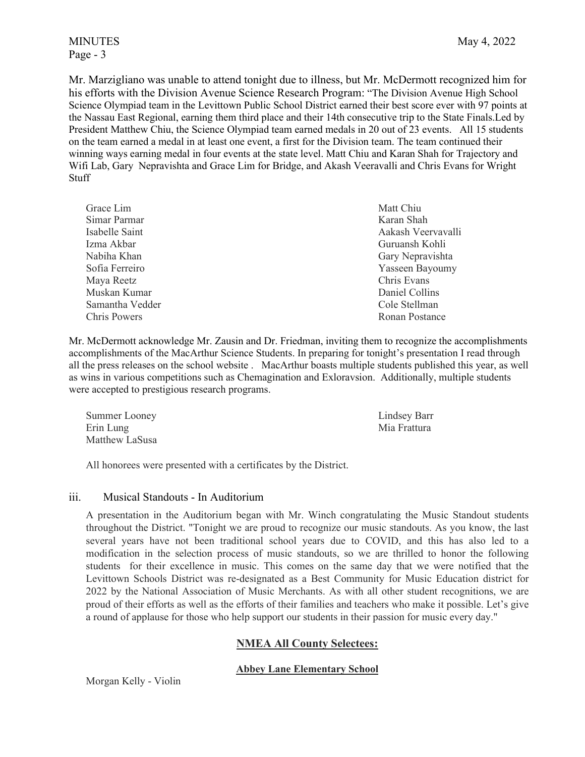Mr. Marzigliano was unable to attend tonight due to illness, but Mr. McDermott recognized him for his efforts with the Division Avenue Science Research Program: "The Division Avenue High School Science Olympiad team in the Levittown Public School District earned their best score ever with 97 points at the Nassau East Regional, earning them third place and their 14th consecutive trip to the State Finals.Led by President Matthew Chiu, the Science Olympiad team earned medals in 20 out of 23 events. All 15 students on the team earned a medal in at least one event, a first for the Division team. The team continued their winning ways earning medal in four events at the state level. Matt Chiu and Karan Shah for Trajectory and Wifi Lab, Gary Nepravishta and Grace Lim for Bridge, and Akash Veeravalli and Chris Evans for Wright Stuff

Grace Lim
Simar Parmar
Isabelle Saint
Izma Akbar
Nabiha Khan
Sofia Ferreiro
Maya Reetz
Muskan Kumar
Samantha Vedder
Chris Powers
Matt Chiu
Karan Shah
Aakash Veervavalli
Guruansh Kohli
Gary Nepravishta
Yasseen Bayoumy
Chris Evans
Daniel Collins
Cole Stellman
Ronan Postance

Mr. McDermott acknowledge Mr. Zausin and Dr. Friedman, inviting them to recognize the accomplishments accomplishments of the MacArthur Science Students. In preparing for tonight's presentation I read through all the press releases on the school website . MacArthur boasts multiple students published this year, as well as wins in various competitions such as Chemagination and Exloravsion. Additionally, multiple students were accepted to prestigious research programs.

Summer Looney
Erin Lung
Matthew LaSusa
Lindsey Barr
Mia Frattura

All honorees were presented with a certificates by the District.

iii. Musical Standouts - In Auditorium

A presentation in the Auditorium began with Mr. Winch congratulating the Music Standout students throughout the District. "Tonight we are proud to recognize our music standouts. As you know, the last several years have not been traditional school years due to COVID, and this has also led to a modification in the selection process of music standouts, so we are thrilled to honor the following students for their excellence in music. This comes on the same day that we were notified that the Levittown Schools District was re-designated as a Best Community for Music Education district for 2022 by the National Association of Music Merchants. As with all other student recognitions, we are proud of their efforts as well as the efforts of their families and teachers who make it possible. Let's give a round of applause for those who help support our students in their passion for music every day."

**NMEA All County Selectees:**

**Abbey Lane Elementary School**

Morgan Kelly - Violin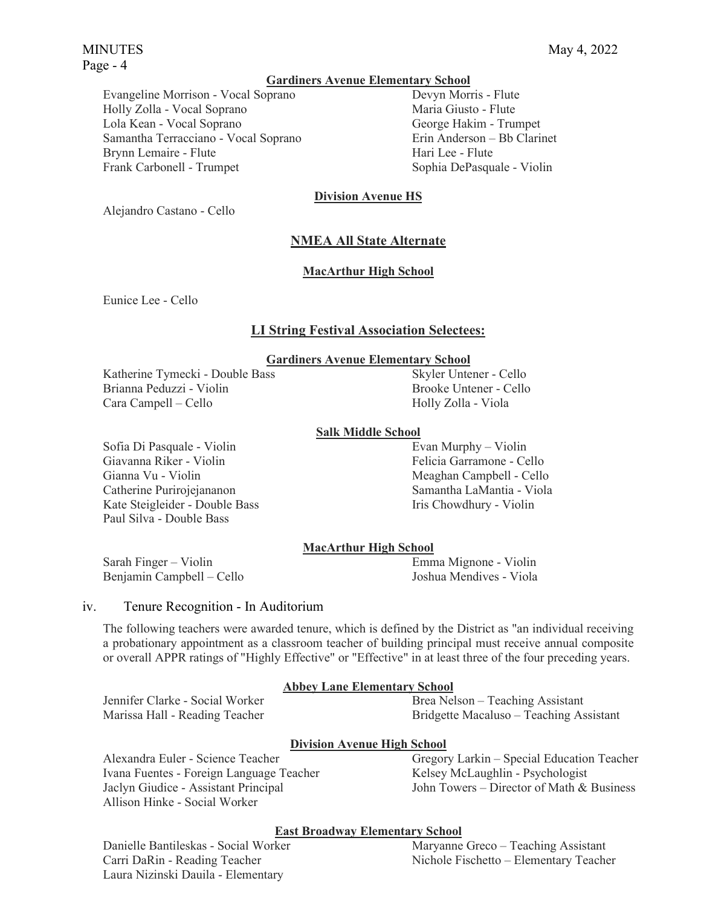**Gardiners Avenue Elementary School**

Evangeline Morrison - Vocal Soprano
Holly Zolla - Vocal Soprano
Lola Kean - Vocal Soprano
Samantha Terracciano - Vocal Soprano
Brynn Lemaire - Flute
Frank Carbonell - Trumpet
Devyn Morris - Flute
Maria Giusto - Flute
George Hakim - Trumpet
Erin Anderson – Bb Clarinet
Hari Lee - Flute
Sophia DePasquale - Violin

**Division Avenue HS**

Alejandro Castano - Cello

## NMEA All State Alternate

**MacArthur High School**

Eunice Lee - Cello

## LI String Festival Association Selectees:

**Gardiners Avenue Elementary School**

Katherine Tymecki - Double Bass
Brianna Peduzzi - Violin
Cara Campell – Cello
Skyler Untener - Cello
Brooke Untener - Cello
Holly Zolla - Viola

**Salk Middle School**

Sofia Di Pasquale - Violin
Giavanna Riker - Violin
Gianna Vu - Violin
Catherine Purirojejananon
Kate Steigleider - Double Bass
Paul Silva - Double Bass
Evan Murphy – Violin
Felicia Garramone - Cello
Meaghan Campbell - Cello
Samantha LaMantia - Viola
Iris Chowdhury - Violin

**MacArthur High School**

Sarah Finger – Violin
Benjamin Campbell – Cello
Emma Mignone - Violin
Joshua Mendives - Viola

iv. Tenure Recognition - In Auditorium

The following teachers were awarded tenure, which is defined by the District as "an individual receiving a probationary appointment as a classroom teacher of building principal must receive annual composite or overall APPR ratings of "Highly Effective" or "Effective" in at least three of the four preceding years.

**Abbey Lane Elementary School**

Jennifer Clarke - Social Worker
Marissa Hall - Reading Teacher
Brea Nelson – Teaching Assistant
Bridgette Macaluso – Teaching Assistant

**Division Avenue High School**

Alexandra Euler - Science Teacher
Ivana Fuentes - Foreign Language Teacher
Jaclyn Giudice - Assistant Principal
Allison Hinke - Social Worker
Gregory Larkin – Special Education Teacher
Kelsey McLaughlin - Psychologist
John Towers – Director of Math & Business

**East Broadway Elementary School**

Danielle Bantileskas - Social Worker
Carri DaRin - Reading Teacher
Laura Nizinski Dauila - Elementary
Maryanne Greco – Teaching Assistant
Nichole Fischetto – Elementary Teacher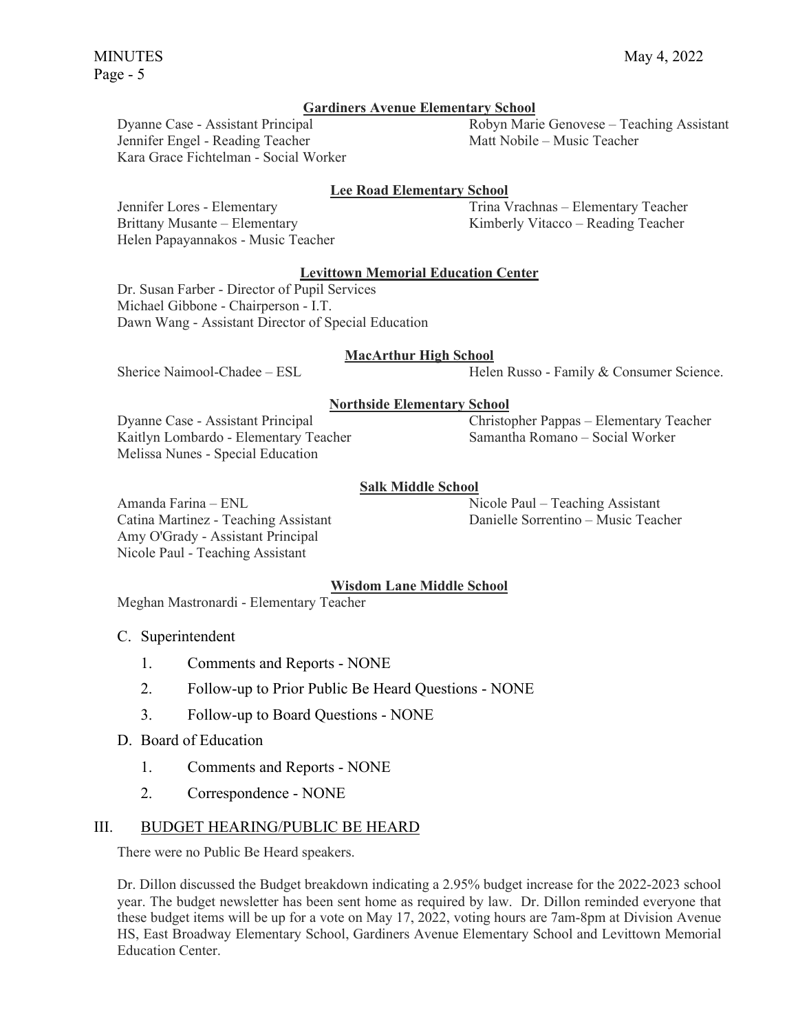**Gardiners Avenue Elementary School**

Dyanne Case - Assistant Principal
Jennifer Engel - Reading Teacher
Kara Grace Fichtelman - Social Worker
Robyn Marie Genovese – Teaching Assistant
Matt Nobile – Music Teacher

**Lee Road Elementary School**

Jennifer Lores - Elementary
Brittany Musante – Elementary
Helen Papayannakos - Music Teacher
Trina Vrachnas – Elementary Teacher
Kimberly Vitacco – Reading Teacher

**Levittown Memorial Education Center**

Dr. Susan Farber - Director of Pupil Services
Michael Gibbone - Chairperson - I.T.
Dawn Wang - Assistant Director of Special Education

**MacArthur High School**

Sherice Naimool-Chadee – ESL
Helen Russo - Family & Consumer Science.

**Northside Elementary School**

Dyanne Case - Assistant Principal
Kaitlyn Lombardo - Elementary Teacher
Melissa Nunes - Special Education
Christopher Pappas – Elementary Teacher
Samantha Romano – Social Worker

**Salk Middle School**

Amanda Farina – ENL
Catina Martinez - Teaching Assistant
Amy O'Grady - Assistant Principal
Nicole Paul - Teaching Assistant
Nicole Paul – Teaching Assistant
Danielle Sorrentino – Music Teacher

**Wisdom Lane Middle School**

Meghan Mastronardi - Elementary Teacher

C. Superintendent

1. Comments and Reports - NONE
2. Follow-up to Prior Public Be Heard Questions - NONE
3. Follow-up to Board Questions - NONE

D. Board of Education

1. Comments and Reports - NONE
2. Correspondence - NONE

## III. BUDGET HEARING/PUBLIC BE HEARD

There were no Public Be Heard speakers.

Dr. Dillon discussed the Budget breakdown indicating a 2.95% budget increase for the 2022-2023 school year. The budget newsletter has been sent home as required by law. Dr. Dillon reminded everyone that these budget items will be up for a vote on May 17, 2022, voting hours are 7am-8pm at Division Avenue HS, East Broadway Elementary School, Gardiners Avenue Elementary School and Levittown Memorial Education Center.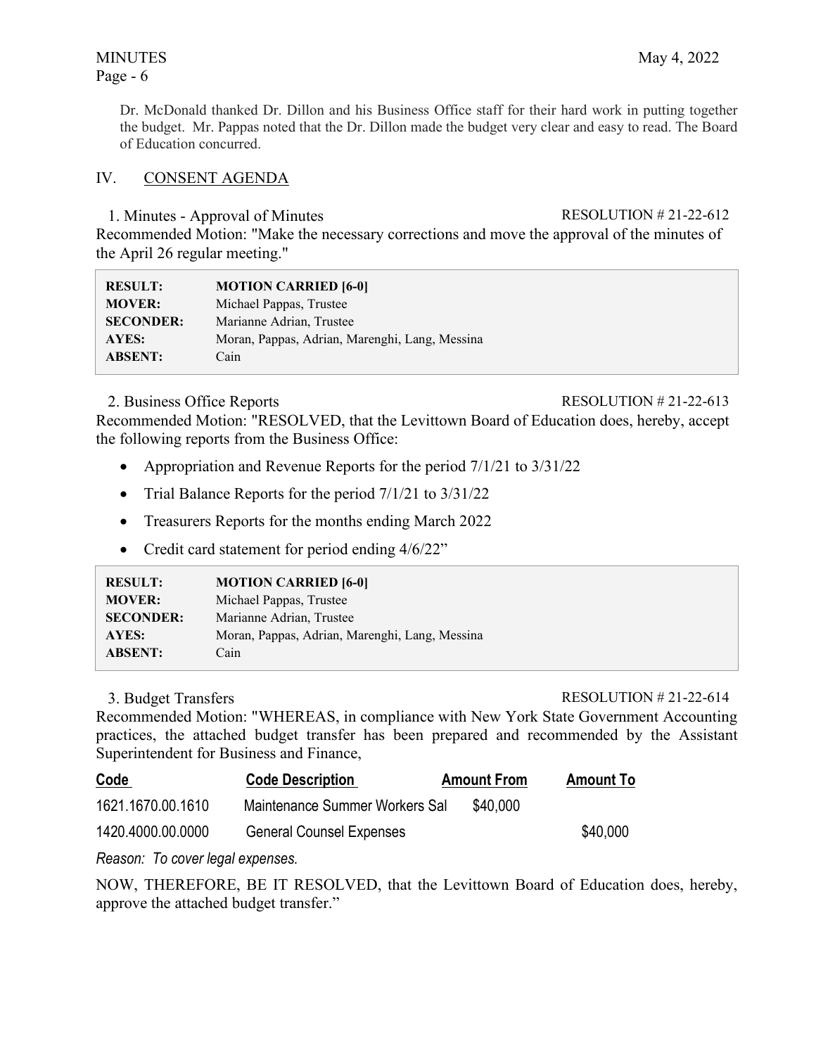Dr. McDonald thanked Dr. Dillon and his Business Office staff for their hard work in putting together the budget. Mr. Pappas noted that the Dr. Dillon made the budget very clear and easy to read. The Board of Education concurred.

## IV. CONSENT AGENDA

1. Minutes - Approval of Minutes — RESOLUTION # 21-22-612

Recommended Motion: "Make the necessary corrections and move the approval of the minutes of the April 26 regular meeting."

| | |
|---|---|
| **RESULT:** | **MOTION CARRIED [6-0]** |
| **MOVER:** | Michael Pappas, Trustee |
| **SECONDER:** | Marianne Adrian, Trustee |
| **AYES:** | Moran, Pappas, Adrian, Marenghi, Lang, Messina |
| **ABSENT:** | Cain |

2. Business Office Reports — RESOLUTION # 21-22-613

Recommended Motion: "RESOLVED, that the Levittown Board of Education does, hereby, accept the following reports from the Business Office:

- Appropriation and Revenue Reports for the period 7/1/21 to 3/31/22
- Trial Balance Reports for the period 7/1/21 to 3/31/22
- Treasurers Reports for the months ending March 2022
- Credit card statement for period ending 4/6/22"

| | |
|---|---|
| **RESULT:** | **MOTION CARRIED [6-0]** |
| **MOVER:** | Michael Pappas, Trustee |
| **SECONDER:** | Marianne Adrian, Trustee |
| **AYES:** | Moran, Pappas, Adrian, Marenghi, Lang, Messina |
| **ABSENT:** | Cain |

3. Budget Transfers — RESOLUTION # 21-22-614

Recommended Motion: "WHEREAS, in compliance with New York State Government Accounting practices, the attached budget transfer has been prepared and recommended by the Assistant Superintendent for Business and Finance,

| Code | Code Description | Amount From | Amount To |
|---|---|---|---|
| 1621.1670.00.1610 | Maintenance Summer Workers Sal | $40,000 | |
| 1420.4000.00.0000 | General Counsel Expenses | | $40,000 |

*Reason: To cover legal expenses.*

NOW, THEREFORE, BE IT RESOLVED, that the Levittown Board of Education does, hereby, approve the attached budget transfer."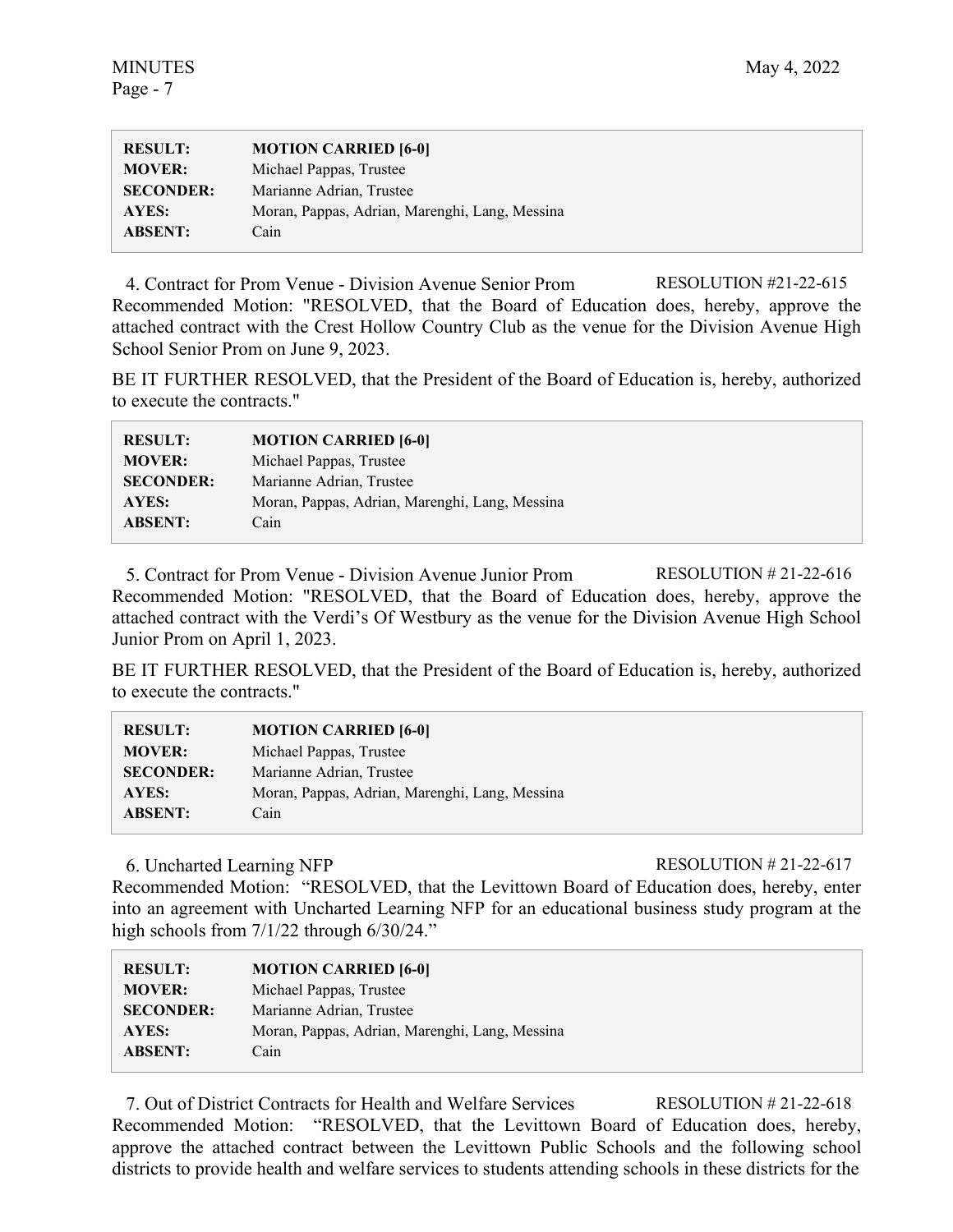| RESULT: | MOTION CARRIED [6-0] |
|---|---|
| MOVER: | Michael Pappas, Trustee |
| SECONDER: | Marianne Adrian, Trustee |
| AYES: | Moran, Pappas, Adrian, Marenghi, Lang, Messina |
| ABSENT: | Cain |

4. Contract for Prom Venue - Division Avenue Senior Prom RESOLUTION #21-22-615

Recommended Motion: "RESOLVED, that the Board of Education does, hereby, approve the attached contract with the Crest Hollow Country Club as the venue for the Division Avenue High School Senior Prom on June 9, 2023.

BE IT FURTHER RESOLVED, that the President of the Board of Education is, hereby, authorized to execute the contracts."

| RESULT: | MOTION CARRIED [6-0] |
|---|---|
| MOVER: | Michael Pappas, Trustee |
| SECONDER: | Marianne Adrian, Trustee |
| AYES: | Moran, Pappas, Adrian, Marenghi, Lang, Messina |
| ABSENT: | Cain |

5. Contract for Prom Venue - Division Avenue Junior Prom RESOLUTION # 21-22-616

Recommended Motion: "RESOLVED, that the Board of Education does, hereby, approve the attached contract with the Verdi's Of Westbury as the venue for the Division Avenue High School Junior Prom on April 1, 2023.

BE IT FURTHER RESOLVED, that the President of the Board of Education is, hereby, authorized to execute the contracts."

| RESULT: | MOTION CARRIED [6-0] |
|---|---|
| MOVER: | Michael Pappas, Trustee |
| SECONDER: | Marianne Adrian, Trustee |
| AYES: | Moran, Pappas, Adrian, Marenghi, Lang, Messina |
| ABSENT: | Cain |

6. Uncharted Learning NFP RESOLUTION # 21-22-617

Recommended Motion: "RESOLVED, that the Levittown Board of Education does, hereby, enter into an agreement with Uncharted Learning NFP for an educational business study program at the high schools from 7/1/22 through 6/30/24."

| RESULT: | MOTION CARRIED [6-0] |
|---|---|
| MOVER: | Michael Pappas, Trustee |
| SECONDER: | Marianne Adrian, Trustee |
| AYES: | Moran, Pappas, Adrian, Marenghi, Lang, Messina |
| ABSENT: | Cain |

7. Out of District Contracts for Health and Welfare Services RESOLUTION # 21-22-618

Recommended Motion: "RESOLVED, that the Levittown Board of Education does, hereby, approve the attached contract between the Levittown Public Schools and the following school districts to provide health and welfare services to students attending schools in these districts for the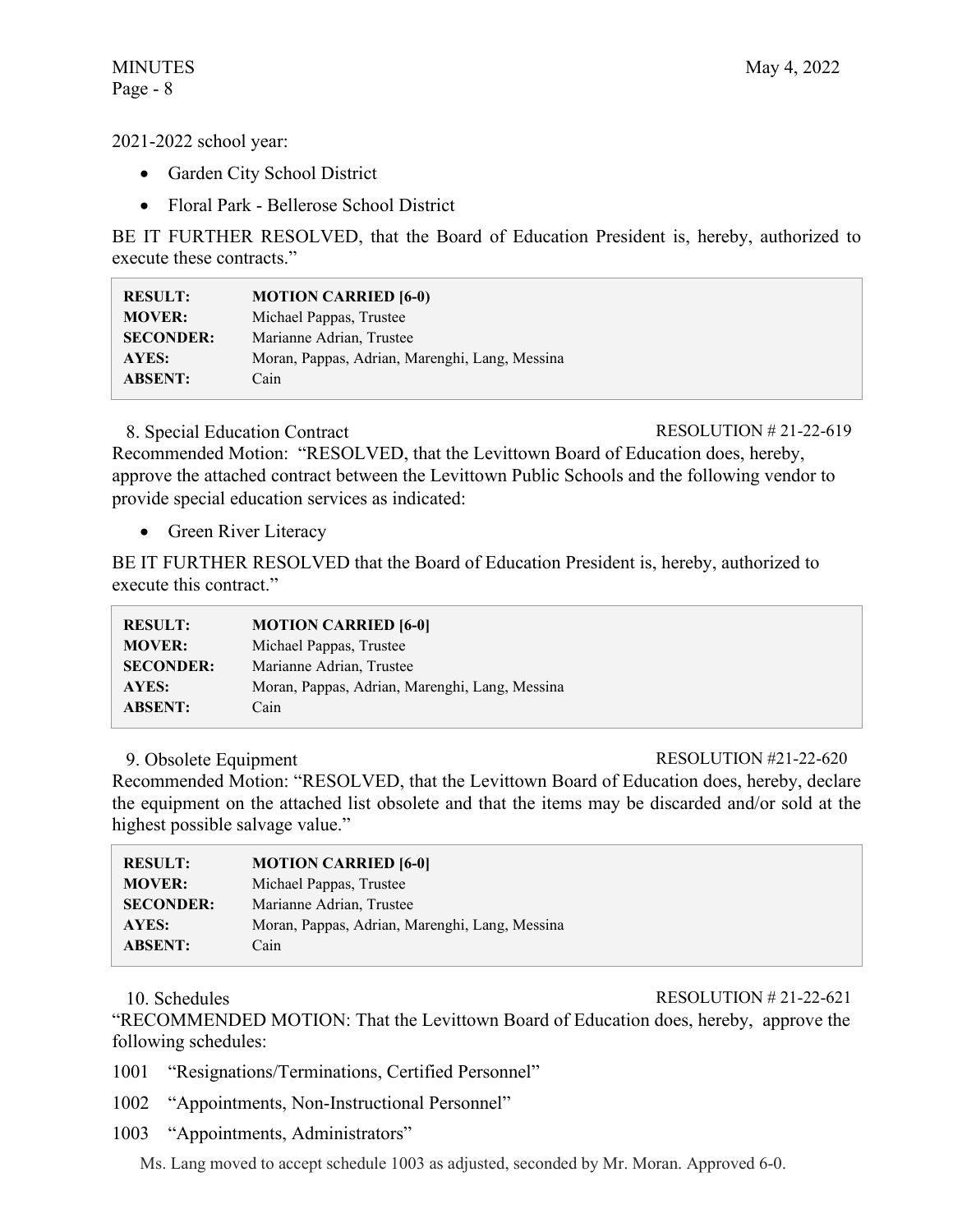2021-2022 school year:

- Garden City School District
- Floral Park - Bellerose School District

BE IT FURTHER RESOLVED, that the Board of Education President is, hereby, authorized to execute these contracts."

| | |
|---|---|
| **RESULT:** | **MOTION CARRIED [6-0)** |
| **MOVER:** | Michael Pappas, Trustee |
| **SECONDER:** | Marianne Adrian, Trustee |
| **AYES:** | Moran, Pappas, Adrian, Marenghi, Lang, Messina |
| **ABSENT:** | Cain |

8. Special Education Contract RESOLUTION # 21-22-619

Recommended Motion: "RESOLVED, that the Levittown Board of Education does, hereby, approve the attached contract between the Levittown Public Schools and the following vendor to provide special education services as indicated:

- Green River Literacy

BE IT FURTHER RESOLVED that the Board of Education President is, hereby, authorized to execute this contract."

| | |
|---|---|
| **RESULT:** | **MOTION CARRIED [6-0]** |
| **MOVER:** | Michael Pappas, Trustee |
| **SECONDER:** | Marianne Adrian, Trustee |
| **AYES:** | Moran, Pappas, Adrian, Marenghi, Lang, Messina |
| **ABSENT:** | Cain |

9. Obsolete Equipment RESOLUTION #21-22-620

Recommended Motion: "RESOLVED, that the Levittown Board of Education does, hereby, declare the equipment on the attached list obsolete and that the items may be discarded and/or sold at the highest possible salvage value."

| | |
|---|---|
| **RESULT:** | **MOTION CARRIED [6-0]** |
| **MOVER:** | Michael Pappas, Trustee |
| **SECONDER:** | Marianne Adrian, Trustee |
| **AYES:** | Moran, Pappas, Adrian, Marenghi, Lang, Messina |
| **ABSENT:** | Cain |

10. Schedules RESOLUTION # 21-22-621

"RECOMMENDED MOTION: That the Levittown Board of Education does, hereby, approve the following schedules:

1001 "Resignations/Terminations, Certified Personnel"

1002 "Appointments, Non-Instructional Personnel"

1003 "Appointments, Administrators"

Ms. Lang moved to accept schedule 1003 as adjusted, seconded by Mr. Moran. Approved 6-0.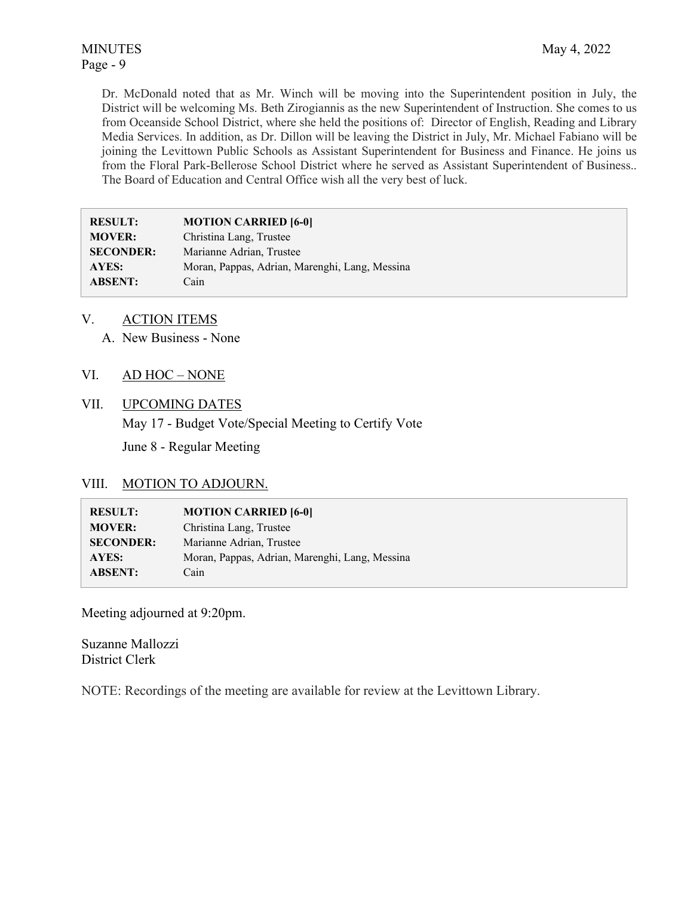Dr. McDonald noted that as Mr. Winch will be moving into the Superintendent position in July, the District will be welcoming Ms. Beth Zirogiannis as the new Superintendent of Instruction. She comes to us from Oceanside School District, where she held the positions of: Director of English, Reading and Library Media Services. In addition, as Dr. Dillon will be leaving the District in July, Mr. Michael Fabiano will be joining the Levittown Public Schools as Assistant Superintendent for Business and Finance. He joins us from the Floral Park-Bellerose School District where he served as Assistant Superintendent of Business.. The Board of Education and Central Office wish all the very best of luck.

| | |
|---|---|
| **RESULT:** | **MOTION CARRIED [6-0]** |
| **MOVER:** | Christina Lang, Trustee |
| **SECONDER:** | Marianne Adrian, Trustee |
| **AYES:** | Moran, Pappas, Adrian, Marenghi, Lang, Messina |
| **ABSENT:** | Cain |

## V. ACTION ITEMS

A. New Business - None

## VI. AD HOC – NONE

## VII. UPCOMING DATES

May 17 - Budget Vote/Special Meeting to Certify Vote

June 8 - Regular Meeting

## VIII. MOTION TO ADJOURN.

| | |
|---|---|
| **RESULT:** | **MOTION CARRIED [6-0]** |
| **MOVER:** | Christina Lang, Trustee |
| **SECONDER:** | Marianne Adrian, Trustee |
| **AYES:** | Moran, Pappas, Adrian, Marenghi, Lang, Messina |
| **ABSENT:** | Cain |

Meeting adjourned at 9:20pm.

Suzanne Mallozzi
District Clerk

NOTE: Recordings of the meeting are available for review at the Levittown Library.